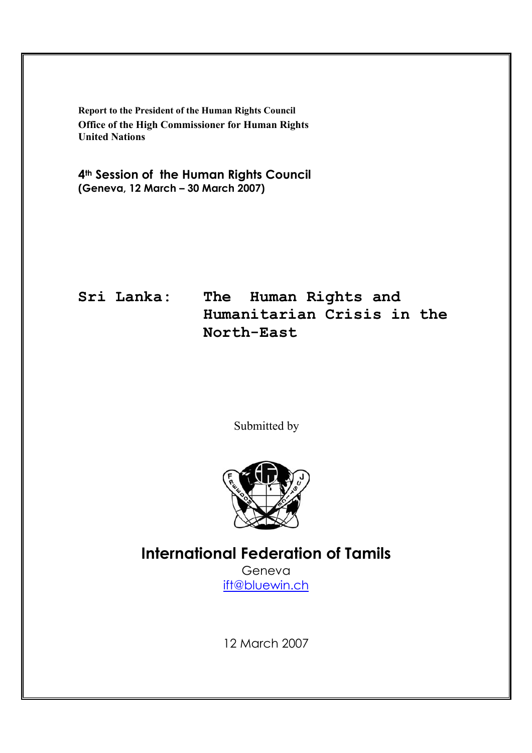**Report to the President of the Human Rights Council**
**Office of the High Commissioner for Human Rights**
**United Nations**

**4th Session of the Human Rights Council**
**(Geneva, 12 March – 30 March 2007)**

# Sri Lanka: The Human Rights and Humanitarian Crisis in the North-East

Submitted by

## International Federation of Tamils

Geneva
ift@bluewin.ch

12 March 2007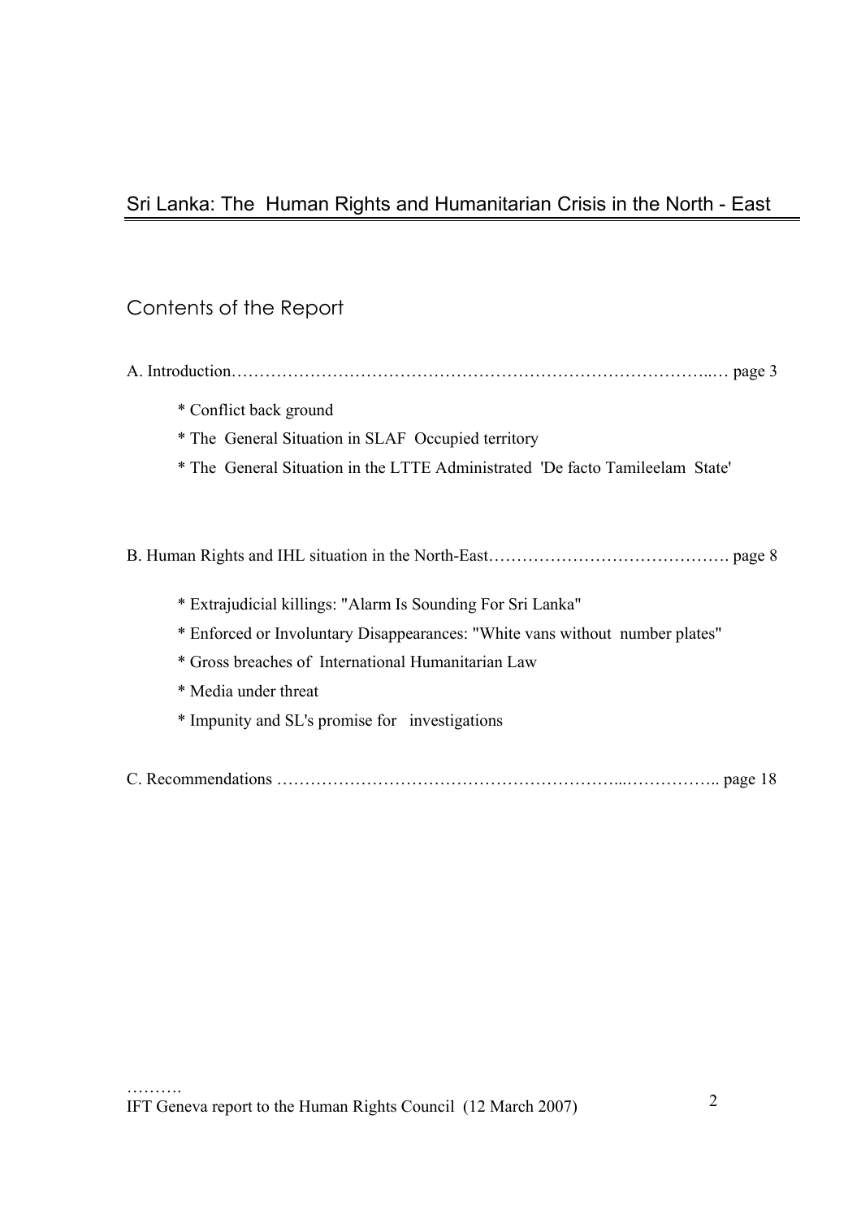## Sri Lanka: The Human Rights and Humanitarian Crisis in the North - East

### Contents of the Report

A. Introduction……………………………………………………………………………..… page 3

- * Conflict back ground
- * The General Situation in SLAF Occupied territory
- * The General Situation in the LTTE Administrated 'De facto Tamileelam State'

B. Human Rights and IHL situation in the North-East……………………………………. page 8

- * Extrajudicial killings: "Alarm Is Sounding For Sri Lanka"
- * Enforced or Involuntary Disappearances: "White vans without number plates"
- * Gross breaches of International Humanitarian Law
- * Media under threat
- * Impunity and SL's promise for investigations

C. Recommendations …………………………………………………...…………….. page 18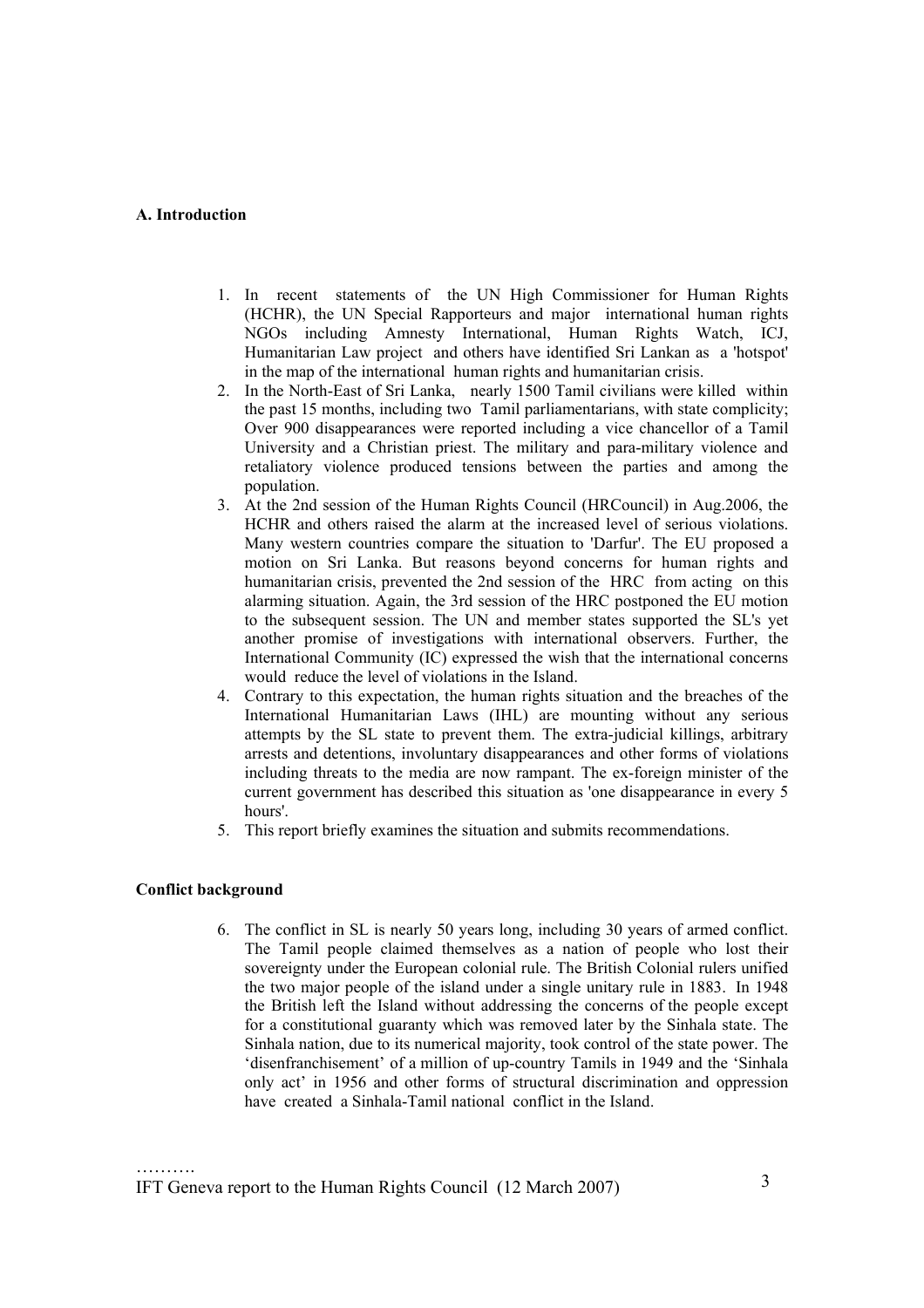**A. Introduction**

1. In recent statements of the UN High Commissioner for Human Rights (HCHR), the UN Special Rapporteurs and major international human rights NGOs including Amnesty International, Human Rights Watch, ICJ, Humanitarian Law project and others have identified Sri Lankan as a 'hotspot' in the map of the international human rights and humanitarian crisis.
2. In the North-East of Sri Lanka, nearly 1500 Tamil civilians were killed within the past 15 months, including two Tamil parliamentarians, with state complicity; Over 900 disappearances were reported including a vice chancellor of a Tamil University and a Christian priest. The military and para-military violence and retaliatory violence produced tensions between the parties and among the population.
3. At the 2nd session of the Human Rights Council (HRCouncil) in Aug.2006, the HCHR and others raised the alarm at the increased level of serious violations. Many western countries compare the situation to 'Darfur'. The EU proposed a motion on Sri Lanka. But reasons beyond concerns for human rights and humanitarian crisis, prevented the 2nd session of the HRC from acting on this alarming situation. Again, the 3rd session of the HRC postponed the EU motion to the subsequent session. The UN and member states supported the SL's yet another promise of investigations with international observers. Further, the International Community (IC) expressed the wish that the international concerns would reduce the level of violations in the Island.
4. Contrary to this expectation, the human rights situation and the breaches of the International Humanitarian Laws (IHL) are mounting without any serious attempts by the SL state to prevent them. The extra-judicial killings, arbitrary arrests and detentions, involuntary disappearances and other forms of violations including threats to the media are now rampant. The ex-foreign minister of the current government has described this situation as 'one disappearance in every 5 hours'.
5. This report briefly examines the situation and submits recommendations.

**Conflict background**

6. The conflict in SL is nearly 50 years long, including 30 years of armed conflict. The Tamil people claimed themselves as a nation of people who lost their sovereignty under the European colonial rule. The British Colonial rulers unified the two major people of the island under a single unitary rule in 1883. In 1948 the British left the Island without addressing the concerns of the people except for a constitutional guaranty which was removed later by the Sinhala state. The Sinhala nation, due to its numerical majority, took control of the state power. The 'disenfranchisement' of a million of up-country Tamils in 1949 and the 'Sinhala only act' in 1956 and other forms of structural discrimination and oppression have created a Sinhala-Tamil national conflict in the Island.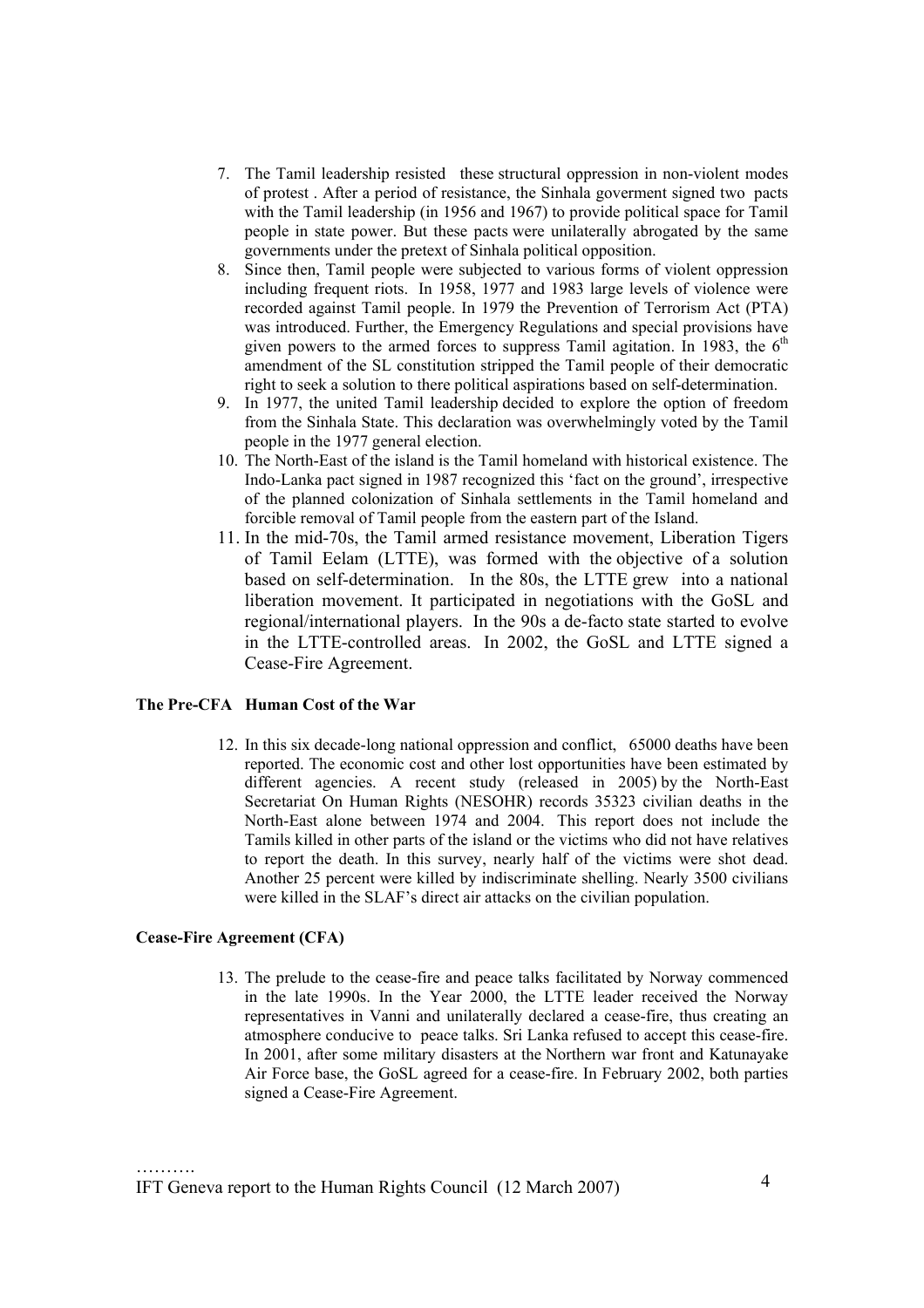7. The Tamil leadership resisted these structural oppression in non-violent modes of protest . After a period of resistance, the Sinhala goverment signed two pacts with the Tamil leadership (in 1956 and 1967) to provide political space for Tamil people in state power. But these pacts were unilaterally abrogated by the same governments under the pretext of Sinhala political opposition.
8. Since then, Tamil people were subjected to various forms of violent oppression including frequent riots. In 1958, 1977 and 1983 large levels of violence were recorded against Tamil people. In 1979 the Prevention of Terrorism Act (PTA) was introduced. Further, the Emergency Regulations and special provisions have given powers to the armed forces to suppress Tamil agitation. In 1983, the 6th amendment of the SL constitution stripped the Tamil people of their democratic right to seek a solution to there political aspirations based on self-determination.
9. In 1977, the united Tamil leadership decided to explore the option of freedom from the Sinhala State. This declaration was overwhelmingly voted by the Tamil people in the 1977 general election.
10. The North-East of the island is the Tamil homeland with historical existence. The Indo-Lanka pact signed in 1987 recognized this 'fact on the ground', irrespective of the planned colonization of Sinhala settlements in the Tamil homeland and forcible removal of Tamil people from the eastern part of the Island.
11. In the mid-70s, the Tamil armed resistance movement, Liberation Tigers of Tamil Eelam (LTTE), was formed with the objective of a solution based on self-determination. In the 80s, the LTTE grew into a national liberation movement. It participated in negotiations with the GoSL and regional/international players. In the 90s a de-facto state started to evolve in the LTTE-controlled areas. In 2002, the GoSL and LTTE signed a Cease-Fire Agreement.

**The Pre-CFA Human Cost of the War**

12. In this six decade-long national oppression and conflict, 65000 deaths have been reported. The economic cost and other lost opportunities have been estimated by different agencies. A recent study (released in 2005) by the North-East Secretariat On Human Rights (NESOHR) records 35323 civilian deaths in the North-East alone between 1974 and 2004. This report does not include the Tamils killed in other parts of the island or the victims who did not have relatives to report the death. In this survey, nearly half of the victims were shot dead. Another 25 percent were killed by indiscriminate shelling. Nearly 3500 civilians were killed in the SLAF's direct air attacks on the civilian population.

**Cease-Fire Agreement (CFA)**

13. The prelude to the cease-fire and peace talks facilitated by Norway commenced in the late 1990s. In the Year 2000, the LTTE leader received the Norway representatives in Vanni and unilaterally declared a cease-fire, thus creating an atmosphere conducive to peace talks. Sri Lanka refused to accept this cease-fire. In 2001, after some military disasters at the Northern war front and Katunayake Air Force base, the GoSL agreed for a cease-fire. In February 2002, both parties signed a Cease-Fire Agreement.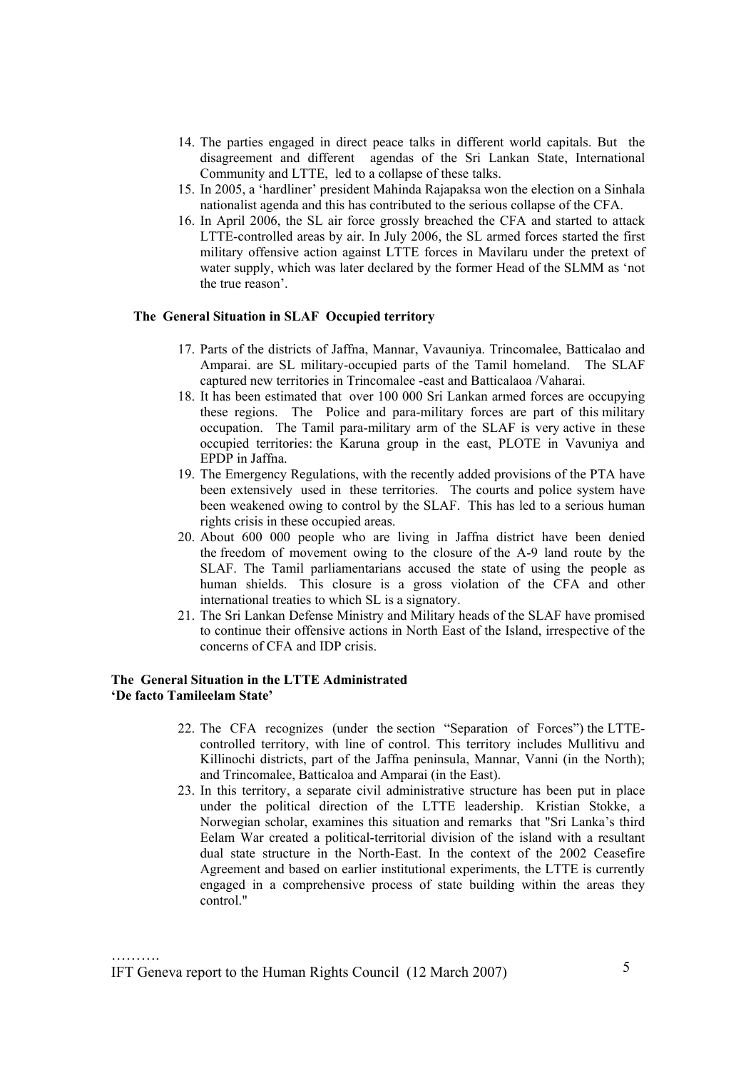14. The parties engaged in direct peace talks in different world capitals. But the disagreement and different agendas of the Sri Lankan State, International Community and LTTE, led to a collapse of these talks.
15. In 2005, a 'hardliner' president Mahinda Rajapaksa won the election on a Sinhala nationalist agenda and this has contributed to the serious collapse of the CFA.
16. In April 2006, the SL air force grossly breached the CFA and started to attack LTTE-controlled areas by air. In July 2006, the SL armed forces started the first military offensive action against LTTE forces in Mavilaru under the pretext of water supply, which was later declared by the former Head of the SLMM as 'not the true reason'.

**The General Situation in SLAF Occupied territory**

17. Parts of the districts of Jaffna, Mannar, Vavauniya. Trincomalee, Batticalao and Amparai. are SL military-occupied parts of the Tamil homeland. The SLAF captured new territories in Trincomalee -east and Batticalaoa /Vaharai.
18. It has been estimated that over 100 000 Sri Lankan armed forces are occupying these regions. The Police and para-military forces are part of this military occupation. The Tamil para-military arm of the SLAF is very active in these occupied territories: the Karuna group in the east, PLOTE in Vavuniya and EPDP in Jaffna.
19. The Emergency Regulations, with the recently added provisions of the PTA have been extensively used in these territories. The courts and police system have been weakened owing to control by the SLAF. This has led to a serious human rights crisis in these occupied areas.
20. About 600 000 people who are living in Jaffna district have been denied the freedom of movement owing to the closure of the A-9 land route by the SLAF. The Tamil parliamentarians accused the state of using the people as human shields. This closure is a gross violation of the CFA and other international treaties to which SL is a signatory.
21. The Sri Lankan Defense Ministry and Military heads of the SLAF have promised to continue their offensive actions in North East of the Island, irrespective of the concerns of CFA and IDP crisis.

**The General Situation in the LTTE Administrated 'De facto Tamileelam State'**

22. The CFA recognizes (under the section "Separation of Forces") the LTTE-controlled territory, with line of control. This territory includes Mullitivu and Killinochi districts, part of the Jaffna peninsula, Mannar, Vanni (in the North); and Trincomalee, Batticaloa and Amparai (in the East).
23. In this territory, a separate civil administrative structure has been put in place under the political direction of the LTTE leadership. Kristian Stokke, a Norwegian scholar, examines this situation and remarks that "Sri Lanka's third Eelam War created a political-territorial division of the island with a resultant dual state structure in the North-East. In the context of the 2002 Ceasefire Agreement and based on earlier institutional experiments, the LTTE is currently engaged in a comprehensive process of state building within the areas they control."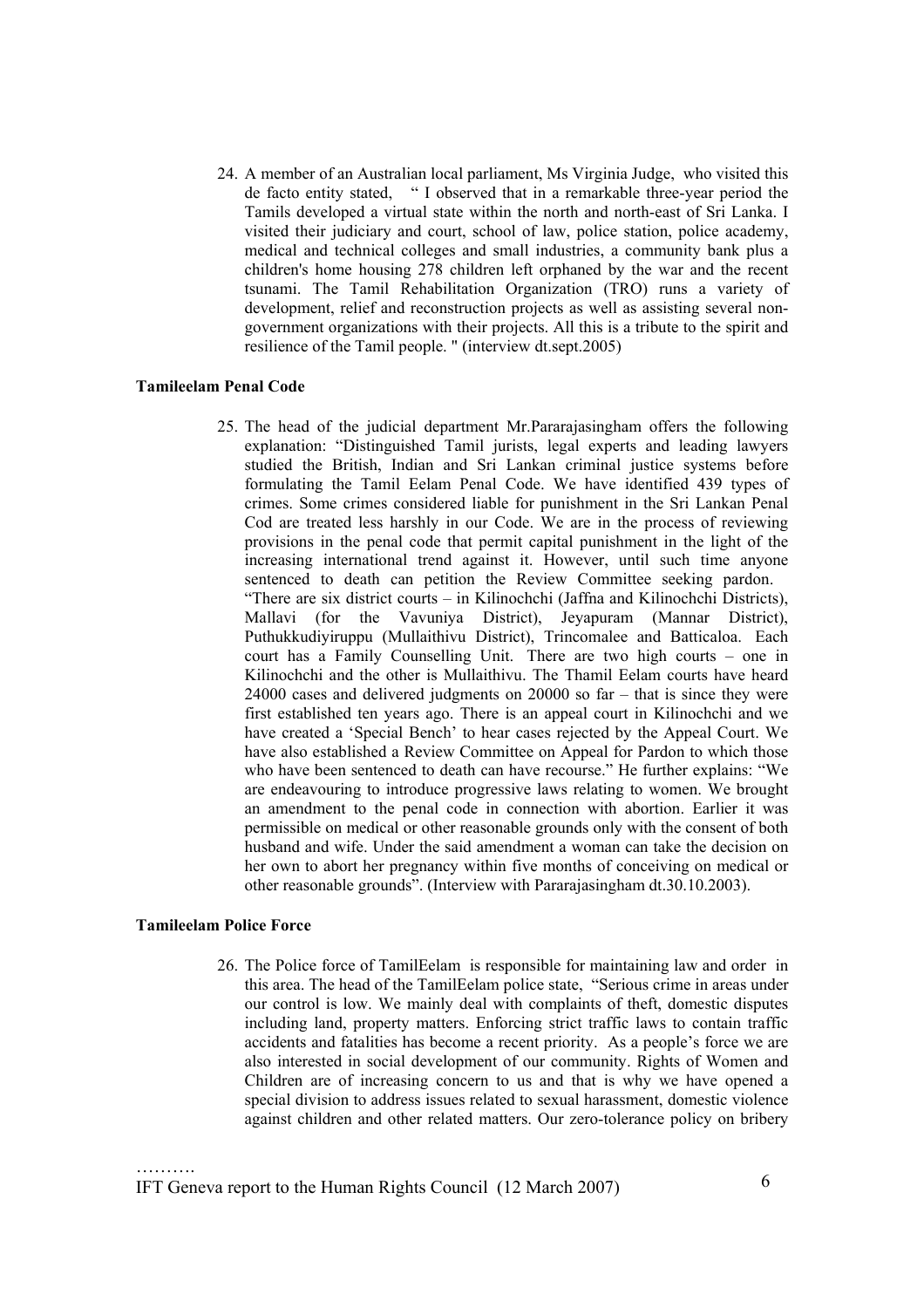24. A member of an Australian local parliament, Ms Virginia Judge, who visited this de facto entity stated, " I observed that in a remarkable three-year period the Tamils developed a virtual state within the north and north-east of Sri Lanka. I visited their judiciary and court, school of law, police station, police academy, medical and technical colleges and small industries, a community bank plus a children's home housing 278 children left orphaned by the war and the recent tsunami. The Tamil Rehabilitation Organization (TRO) runs a variety of development, relief and reconstruction projects as well as assisting several non-government organizations with their projects. All this is a tribute to the spirit and resilience of the Tamil people. " (interview dt.sept.2005)

**Tamileelam Penal Code**

25. The head of the judicial department Mr.Pararajasingham offers the following explanation: "Distinguished Tamil jurists, legal experts and leading lawyers studied the British, Indian and Sri Lankan criminal justice systems before formulating the Tamil Eelam Penal Code. We have identified 439 types of crimes. Some crimes considered liable for punishment in the Sri Lankan Penal Cod are treated less harshly in our Code. We are in the process of reviewing provisions in the penal code that permit capital punishment in the light of the increasing international trend against it. However, until such time anyone sentenced to death can petition the Review Committee seeking pardon.
"There are six district courts – in Kilinochchi (Jaffna and Kilinochchi Districts), Mallavi (for the Vavuniya District), Jeyapuram (Mannar District), Puthukkudiyiruppu (Mullaithivu District), Trincomalee and Batticaloa. Each court has a Family Counselling Unit. There are two high courts – one in Kilinochchi and the other is Mullaithivu. The Thamil Eelam courts have heard 24000 cases and delivered judgments on 20000 so far – that is since they were first established ten years ago. There is an appeal court in Kilinochchi and we have created a 'Special Bench' to hear cases rejected by the Appeal Court. We have also established a Review Committee on Appeal for Pardon to which those who have been sentenced to death can have recourse." He further explains: "We are endeavouring to introduce progressive laws relating to women. We brought an amendment to the penal code in connection with abortion. Earlier it was permissible on medical or other reasonable grounds only with the consent of both husband and wife. Under the said amendment a woman can take the decision on her own to abort her pregnancy within five months of conceiving on medical or other reasonable grounds". (Interview with Pararajasingham dt.30.10.2003).

**Tamileelam Police Force**

26. The Police force of TamilEelam is responsible for maintaining law and order in this area. The head of the TamilEelam police state, "Serious crime in areas under our control is low. We mainly deal with complaints of theft, domestic disputes including land, property matters. Enforcing strict traffic laws to contain traffic accidents and fatalities has become a recent priority. As a people's force we are also interested in social development of our community. Rights of Women and Children are of increasing concern to us and that is why we have opened a special division to address issues related to sexual harassment, domestic violence against children and other related matters. Our zero-tolerance policy on bribery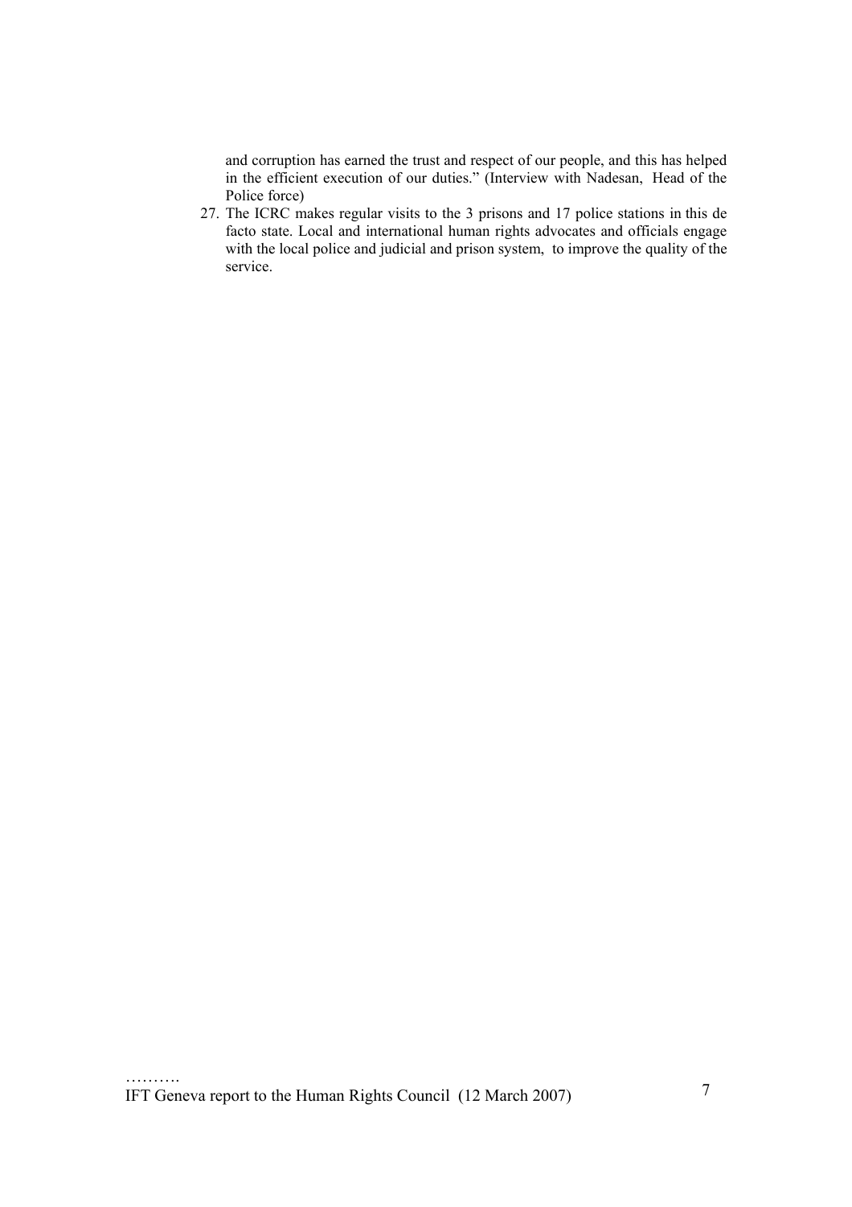and corruption has earned the trust and respect of our people, and this has helped in the efficient execution of our duties." (Interview with Nadesan, Head of the Police force)

27. The ICRC makes regular visits to the 3 prisons and 17 police stations in this de facto state. Local and international human rights advocates and officials engage with the local police and judicial and prison system, to improve the quality of the service.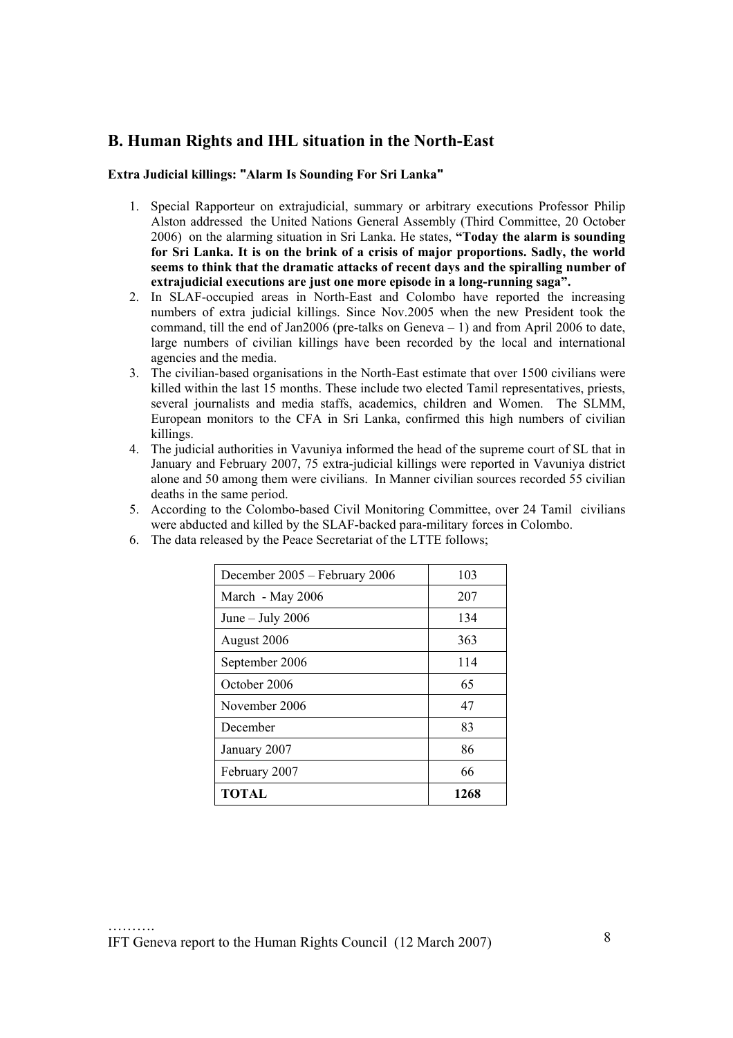## B. Human Rights and IHL situation in the North-East

**Extra Judicial killings: "Alarm Is Sounding For Sri Lanka"**

1. Special Rapporteur on extrajudicial, summary or arbitrary executions Professor Philip Alston addressed the United Nations General Assembly (Third Committee, 20 October 2006) on the alarming situation in Sri Lanka. He states, **"Today the alarm is sounding for Sri Lanka. It is on the brink of a crisis of major proportions. Sadly, the world seems to think that the dramatic attacks of recent days and the spiralling number of extrajudicial executions are just one more episode in a long-running saga".**
2. In SLAF-occupied areas in North-East and Colombo have reported the increasing numbers of extra judicial killings. Since Nov.2005 when the new President took the command, till the end of Jan2006 (pre-talks on Geneva – 1) and from April 2006 to date, large numbers of civilian killings have been recorded by the local and international agencies and the media.
3. The civilian-based organisations in the North-East estimate that over 1500 civilians were killed within the last 15 months. These include two elected Tamil representatives, priests, several journalists and media staffs, academics, children and Women. The SLMM, European monitors to the CFA in Sri Lanka, confirmed this high numbers of civilian killings.
4. The judicial authorities in Vavuniya informed the head of the supreme court of SL that in January and February 2007, 75 extra-judicial killings were reported in Vavuniya district alone and 50 among them were civilians. In Manner civilian sources recorded 55 civilian deaths in the same period.
5. According to the Colombo-based Civil Monitoring Committee, over 24 Tamil civilians were abducted and killed by the SLAF-backed para-military forces in Colombo.
6. The data released by the Peace Secretariat of the LTTE follows;

| | |
|---|---|
| December 2005 – February 2006 | 103 |
| March - May 2006 | 207 |
| June – July 2006 | 134 |
| August 2006 | 363 |
| September 2006 | 114 |
| October 2006 | 65 |
| November 2006 | 47 |
| December | 83 |
| January 2007 | 86 |
| February 2007 | 66 |
| **TOTAL** | **1268** |

……….
IFT Geneva report to the Human Rights Council (12 March 2007)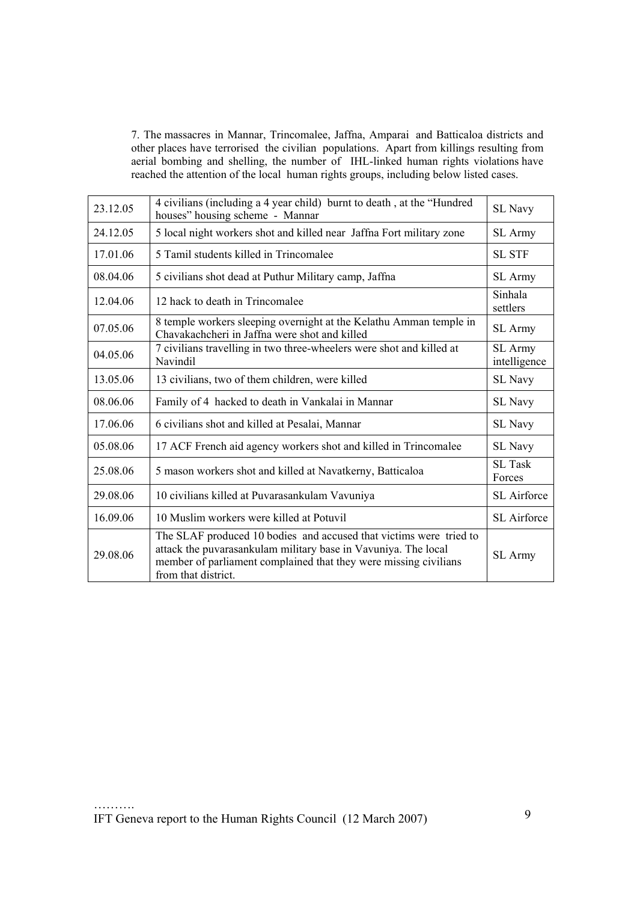7. The massacres in Mannar, Trincomalee, Jaffna, Amparai and Batticaloa districts and other places have terrorised the civilian populations. Apart from killings resulting from aerial bombing and shelling, the number of IHL-linked human rights violations have reached the attention of the local human rights groups, including below listed cases.

| | | |
|---|---|---|
| 23.12.05 | 4 civilians (including a 4 year child) burnt to death , at the "Hundred houses" housing scheme - Mannar | SL Navy |
| 24.12.05 | 5 local night workers shot and killed near Jaffna Fort military zone | SL Army |
| 17.01.06 | 5 Tamil students killed in Trincomalee | SL STF |
| 08.04.06 | 5 civilians shot dead at Puthur Military camp, Jaffna | SL Army |
| 12.04.06 | 12 hack to death in Trincomalee | Sinhala settlers |
| 07.05.06 | 8 temple workers sleeping overnight at the Kelathu Amman temple in Chavakachcheri in Jaffna were shot and killed | SL Army |
| 04.05.06 | 7 civilians travelling in two three-wheelers were shot and killed at Navindil | SL Army intelligence |
| 13.05.06 | 13 civilians, two of them children, were killed | SL Navy |
| 08.06.06 | Family of 4 hacked to death in Vankalai in Mannar | SL Navy |
| 17.06.06 | 6 civilians shot and killed at Pesalai, Mannar | SL Navy |
| 05.08.06 | 17 ACF French aid agency workers shot and killed in Trincomalee | SL Navy |
| 25.08.06 | 5 mason workers shot and killed at Navatkerny, Batticaloa | SL Task Forces |
| 29.08.06 | 10 civilians killed at Puvarasankulam Vavuniya | SL Airforce |
| 16.09.06 | 10 Muslim workers were killed at Potuvil | SL Airforce |
| 29.08.06 | The SLAF produced 10 bodies and accused that victims were tried to attack the puvarasankulam military base in Vavuniya. The local member of parliament complained that they were missing civilians from that district. | SL Army |

……….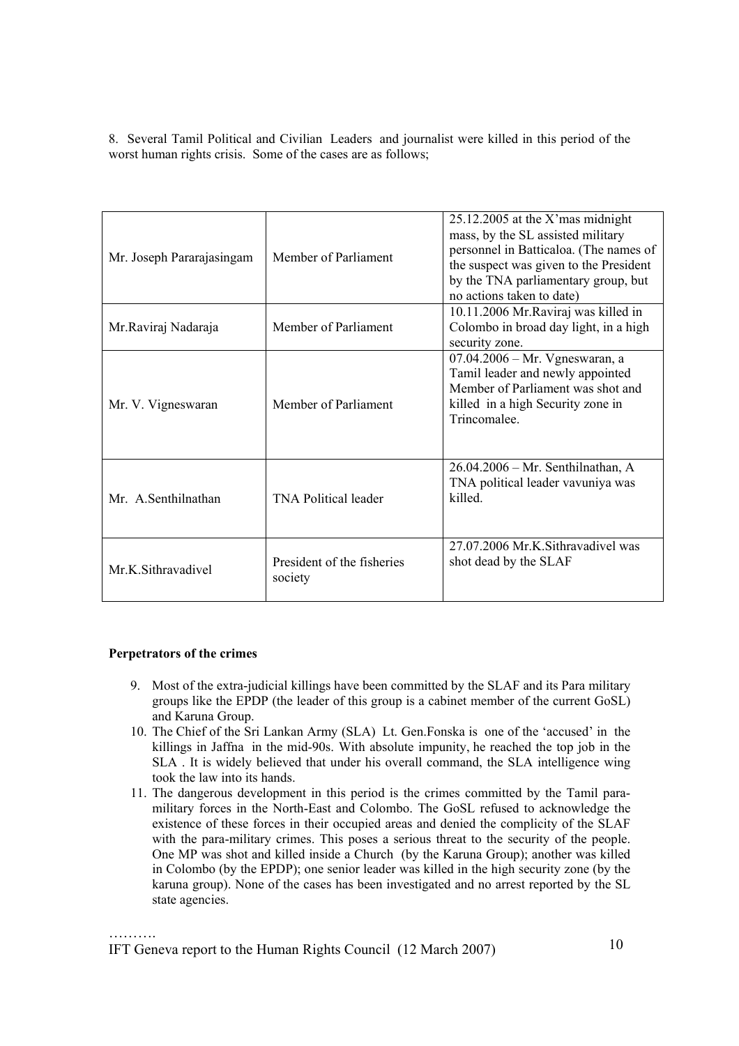8. Several Tamil Political and Civilian Leaders and journalist were killed in this period of the worst human rights crisis. Some of the cases are as follows;

| | | |
|---|---|---|
| Mr. Joseph Pararajasingam | Member of Parliament | 25.12.2005 at the X'mas midnight mass, by the SL assisted military personnel in Batticaloa. (The names of the suspect was given to the President by the TNA parliamentary group, but no actions taken to date) |
| Mr.Raviraj Nadaraja | Member of Parliament | 10.11.2006 Mr.Raviraj was killed in Colombo in broad day light, in a high security zone. |
| Mr. V. Vigneswaran | Member of Parliament | 07.04.2006 – Mr. Vgneswaran, a Tamil leader and newly appointed Member of Parliament was shot and killed in a high Security zone in Trincomalee. |
| Mr. A.Senthilnathan | TNA Political leader | 26.04.2006 – Mr. Senthilnathan, A TNA political leader vavuniya was killed. |
| Mr.K.Sithravadivel | President of the fisheries society | 27.07.2006 Mr.K.Sithravadivel was shot dead by the SLAF |

**Perpetrators of the crimes**

9. Most of the extra-judicial killings have been committed by the SLAF and its Para military groups like the EPDP (the leader of this group is a cabinet member of the current GoSL) and Karuna Group.
10. The Chief of the Sri Lankan Army (SLA) Lt. Gen.Fonska is one of the 'accused' in the killings in Jaffna in the mid-90s. With absolute impunity, he reached the top job in the SLA . It is widely believed that under his overall command, the SLA intelligence wing took the law into its hands.
11. The dangerous development in this period is the crimes committed by the Tamil para-military forces in the North-East and Colombo. The GoSL refused to acknowledge the existence of these forces in their occupied areas and denied the complicity of the SLAF with the para-military crimes. This poses a serious threat to the security of the people. One MP was shot and killed inside a Church (by the Karuna Group); another was killed in Colombo (by the EPDP); one senior leader was killed in the high security zone (by the karuna group). None of the cases has been investigated and no arrest reported by the SL state agencies.

……….

IFT Geneva report to the Human Rights Council (12 March 2007)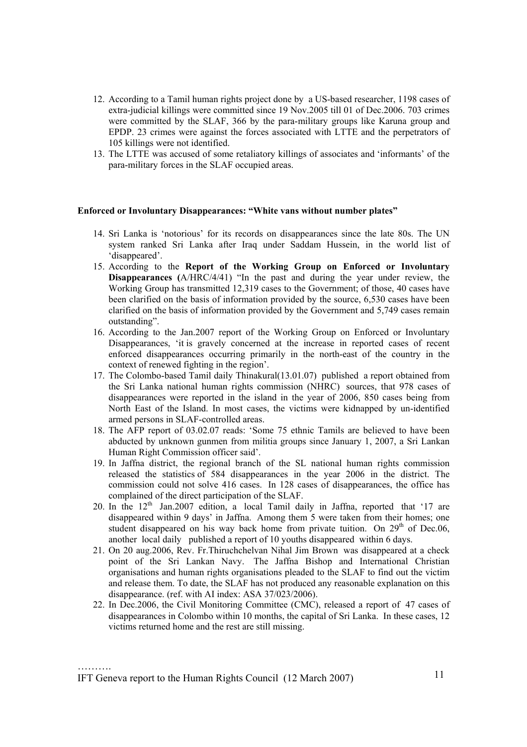12. According to a Tamil human rights project done by a US-based researcher, 1198 cases of extra-judicial killings were committed since 19 Nov.2005 till 01 of Dec.2006. 703 crimes were committed by the SLAF, 366 by the para-military groups like Karuna group and EPDP. 23 crimes were against the forces associated with LTTE and the perpetrators of 105 killings were not identified.
13. The LTTE was accused of some retaliatory killings of associates and 'informants' of the para-military forces in the SLAF occupied areas.

**Enforced or Involuntary Disappearances: "White vans without number plates"**

14. Sri Lanka is 'notorious' for its records on disappearances since the late 80s. The UN system ranked Sri Lanka after Iraq under Saddam Hussein, in the world list of 'disappeared'.
15. According to the **Report of the Working Group on Enforced or Involuntary Disappearances (**A/HRC/4/41) "In the past and during the year under review, the Working Group has transmitted 12,319 cases to the Government; of those, 40 cases have been clarified on the basis of information provided by the source, 6,530 cases have been clarified on the basis of information provided by the Government and 5,749 cases remain outstanding".
16. According to the Jan.2007 report of the Working Group on Enforced or Involuntary Disappearances, 'it is gravely concerned at the increase in reported cases of recent enforced disappearances occurring primarily in the north-east of the country in the context of renewed fighting in the region'.
17. The Colombo-based Tamil daily Thinakural(13.01.07) published a report obtained from the Sri Lanka national human rights commission (NHRC) sources, that 978 cases of disappearances were reported in the island in the year of 2006, 850 cases being from North East of the Island. In most cases, the victims were kidnapped by un-identified armed persons in SLAF-controlled areas.
18. The AFP report of 03.02.07 reads: 'Some 75 ethnic Tamils are believed to have been abducted by unknown gunmen from militia groups since January 1, 2007, a Sri Lankan Human Right Commission officer said'.
19. In Jaffna district, the regional branch of the SL national human rights commission released the statistics of 584 disappearances in the year 2006 in the district. The commission could not solve 416 cases. In 128 cases of disappearances, the office has complained of the direct participation of the SLAF.
20. In the 12th Jan.2007 edition, a local Tamil daily in Jaffna, reported that '17 are disappeared within 9 days' in Jaffna. Among them 5 were taken from their homes; one student disappeared on his way back home from private tuition. On 29th of Dec.06, another local daily published a report of 10 youths disappeared within 6 days.
21. On 20 aug.2006, Rev. Fr.Thiruchchelvan Nihal Jim Brown was disappeared at a check point of the Sri Lankan Navy. The Jaffna Bishop and International Christian organisations and human rights organisations pleaded to the SLAF to find out the victim and release them. To date, the SLAF has not produced any reasonable explanation on this disappearance. (ref. with AI index: ASA 37/023/2006).
22. In Dec.2006, the Civil Monitoring Committee (CMC), released a report of 47 cases of disappearances in Colombo within 10 months, the capital of Sri Lanka. In these cases, 12 victims returned home and the rest are still missing.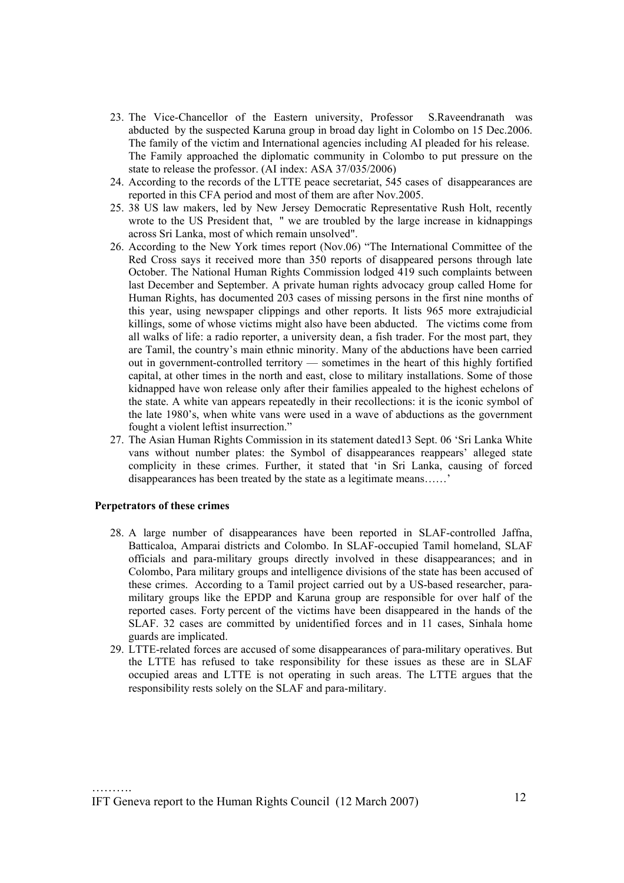23. The Vice-Chancellor of the Eastern university, Professor S.Raveendranath was abducted by the suspected Karuna group in broad day light in Colombo on 15 Dec.2006. The family of the victim and International agencies including AI pleaded for his release. The Family approached the diplomatic community in Colombo to put pressure on the state to release the professor. (AI index: ASA 37/035/2006)
24. According to the records of the LTTE peace secretariat, 545 cases of disappearances are reported in this CFA period and most of them are after Nov.2005.
25. 38 US law makers, led by New Jersey Democratic Representative Rush Holt, recently wrote to the US President that, " we are troubled by the large increase in kidnappings across Sri Lanka, most of which remain unsolved".
26. According to the New York times report (Nov.06) "The International Committee of the Red Cross says it received more than 350 reports of disappeared persons through late October. The National Human Rights Commission lodged 419 such complaints between last December and September. A private human rights advocacy group called Home for Human Rights, has documented 203 cases of missing persons in the first nine months of this year, using newspaper clippings and other reports. It lists 965 more extrajudicial killings, some of whose victims might also have been abducted. The victims come from all walks of life: a radio reporter, a university dean, a fish trader. For the most part, they are Tamil, the country's main ethnic minority. Many of the abductions have been carried out in government-controlled territory — sometimes in the heart of this highly fortified capital, at other times in the north and east, close to military installations. Some of those kidnapped have won release only after their families appealed to the highest echelons of the state. A white van appears repeatedly in their recollections: it is the iconic symbol of the late 1980's, when white vans were used in a wave of abductions as the government fought a violent leftist insurrection."
27. The Asian Human Rights Commission in its statement dated13 Sept. 06 'Sri Lanka White vans without number plates: the Symbol of disappearances reappears' alleged state complicity in these crimes. Further, it stated that 'in Sri Lanka, causing of forced disappearances has been treated by the state as a legitimate means……'

**Perpetrators of these crimes**

28. A large number of disappearances have been reported in SLAF-controlled Jaffna, Batticaloa, Amparai districts and Colombo. In SLAF-occupied Tamil homeland, SLAF officials and para-military groups directly involved in these disappearances; and in Colombo, Para military groups and intelligence divisions of the state has been accused of these crimes. According to a Tamil project carried out by a US-based researcher, para-military groups like the EPDP and Karuna group are responsible for over half of the reported cases. Forty percent of the victims have been disappeared in the hands of the SLAF. 32 cases are committed by unidentified forces and in 11 cases, Sinhala home guards are implicated.
29. LTTE-related forces are accused of some disappearances of para-military operatives. But the LTTE has refused to take responsibility for these issues as these are in SLAF occupied areas and LTTE is not operating in such areas. The LTTE argues that the responsibility rests solely on the SLAF and para-military.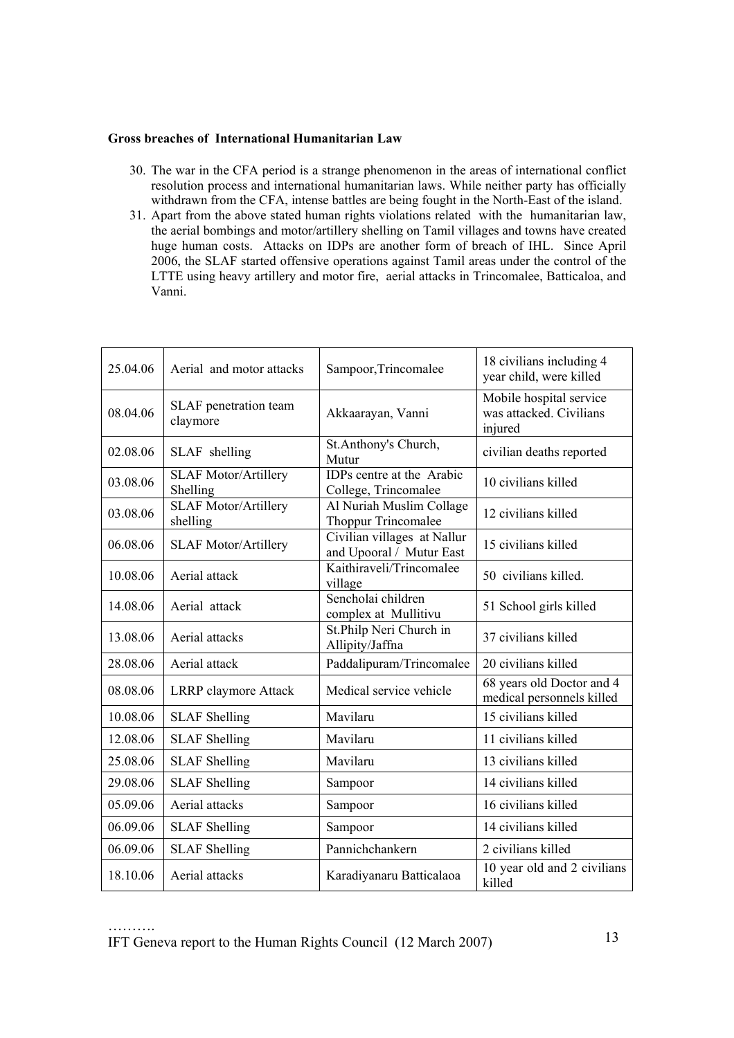**Gross breaches of International Humanitarian Law**

30. The war in the CFA period is a strange phenomenon in the areas of international conflict resolution process and international humanitarian laws. While neither party has officially withdrawn from the CFA, intense battles are being fought in the North-East of the island.
31. Apart from the above stated human rights violations related with the humanitarian law, the aerial bombings and motor/artillery shelling on Tamil villages and towns have created huge human costs. Attacks on IDPs are another form of breach of IHL. Since April 2006, the SLAF started offensive operations against Tamil areas under the control of the LTTE using heavy artillery and motor fire, aerial attacks in Trincomalee, Batticaloa, and Vanni.

| | | | |
|---|---|---|---|
| 25.04.06 | Aerial and motor attacks | Sampoor,Trincomalee | 18 civilians including 4 year child, were killed |
| 08.04.06 | SLAF penetration team claymore | Akkaarayan, Vanni | Mobile hospital service was attacked. Civilians injured |
| 02.08.06 | SLAF shelling | St.Anthony's Church, Mutur | civilian deaths reported |
| 03.08.06 | SLAF Motor/Artillery Shelling | IDPs centre at the Arabic College, Trincomalee | 10 civilians killed |
| 03.08.06 | SLAF Motor/Artillery shelling | Al Nuriah Muslim Collage Thoppur Trincomalee | 12 civilians killed |
| 06.08.06 | SLAF Motor/Artillery | Civilian villages at Nallur and Upooral / Mutur East | 15 civilians killed |
| 10.08.06 | Aerial attack | Kaithiraveli/Trincomalee village | 50 civilians killed. |
| 14.08.06 | Aerial attack | Sencholai children complex at Mullitivu | 51 School girls killed |
| 13.08.06 | Aerial attacks | St.Philp Neri Church in Allipity/Jaffna | 37 civilians killed |
| 28.08.06 | Aerial attack | Paddalipuram/Trincomalee | 20 civilians killed |
| 08.08.06 | LRRP claymore Attack | Medical service vehicle | 68 years old Doctor and 4 medical personnels killed |
| 10.08.06 | SLAF Shelling | Mavilaru | 15 civilians killed |
| 12.08.06 | SLAF Shelling | Mavilaru | 11 civilians killed |
| 25.08.06 | SLAF Shelling | Mavilaru | 13 civilians killed |
| 29.08.06 | SLAF Shelling | Sampoor | 14 civilians killed |
| 05.09.06 | Aerial attacks | Sampoor | 16 civilians killed |
| 06.09.06 | SLAF Shelling | Sampoor | 14 civilians killed |
| 06.09.06 | SLAF Shelling | Pannichchankern | 2 civilians killed |
| 18.10.06 | Aerial attacks | Karadiyanaru Batticalaoa | 10 year old and 2 civilians killed |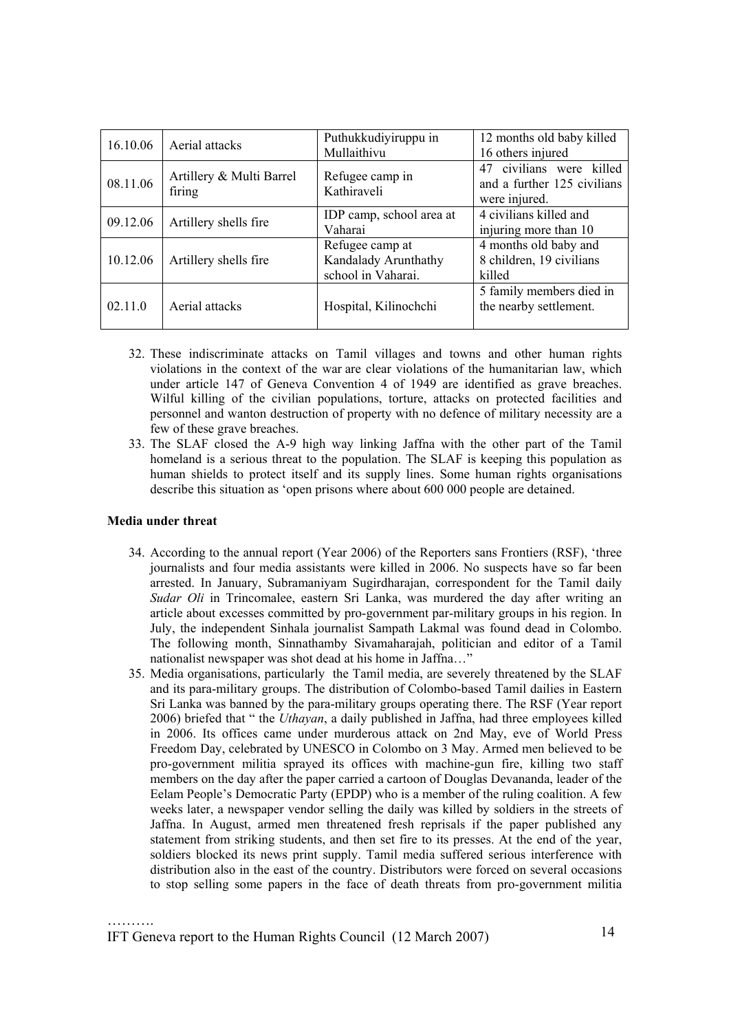| 16.10.06 | Aerial attacks | Puthukkudiyiruppu in Mullaithivu | 12 months old baby killed 16 others injured |
|---|---|---|---|
| 08.11.06 | Artillery & Multi Barrel firing | Refugee camp in Kathiraveli | 47 civilians were killed and a further 125 civilians were injured. |
| 09.12.06 | Artillery shells fire | IDP camp, school area at Vaharai | 4 civilians killed and injuring more than 10 |
| 10.12.06 | Artillery shells fire | Refugee camp at Kandalady Arunthathy school in Vaharai. | 4 months old baby and 8 children, 19 civilians killed |
| 02.11.0 | Aerial attacks | Hospital, Kilinochchi | 5 family members died in the nearby settlement. |

32. These indiscriminate attacks on Tamil villages and towns and other human rights violations in the context of the war are clear violations of the humanitarian law, which under article 147 of Geneva Convention 4 of 1949 are identified as grave breaches. Wilful killing of the civilian populations, torture, attacks on protected facilities and personnel and wanton destruction of property with no defence of military necessity are a few of these grave breaches.
33. The SLAF closed the A-9 high way linking Jaffna with the other part of the Tamil homeland is a serious threat to the population. The SLAF is keeping this population as human shields to protect itself and its supply lines. Some human rights organisations describe this situation as 'open prisons where about 600 000 people are detained.

**Media under threat**

34. According to the annual report (Year 2006) of the Reporters sans Frontiers (RSF), 'three journalists and four media assistants were killed in 2006. No suspects have so far been arrested. In January, Subramaniyam Sugirdharajan, correspondent for the Tamil daily *Sudar Oli* in Trincomalee, eastern Sri Lanka, was murdered the day after writing an article about excesses committed by pro-government par-military groups in his region. In July, the independent Sinhala journalist Sampath Lakmal was found dead in Colombo. The following month, Sinnathamby Sivamaharajah, politician and editor of a Tamil nationalist newspaper was shot dead at his home in Jaffna…"
35. Media organisations, particularly the Tamil media, are severely threatened by the SLAF and its para-military groups. The distribution of Colombo-based Tamil dailies in Eastern Sri Lanka was banned by the para-military groups operating there. The RSF (Year report 2006) briefed that " the *Uthayan*, a daily published in Jaffna, had three employees killed in 2006. Its offices came under murderous attack on 2nd May, eve of World Press Freedom Day, celebrated by UNESCO in Colombo on 3 May. Armed men believed to be pro-government militia sprayed its offices with machine-gun fire, killing two staff members on the day after the paper carried a cartoon of Douglas Devananda, leader of the Eelam People's Democratic Party (EPDP) who is a member of the ruling coalition. A few weeks later, a newspaper vendor selling the daily was killed by soldiers in the streets of Jaffna. In August, armed men threatened fresh reprisals if the paper published any statement from striking students, and then set fire to its presses. At the end of the year, soldiers blocked its news print supply. Tamil media suffered serious interference with distribution also in the east of the country. Distributors were forced on several occasions to stop selling some papers in the face of death threats from pro-government militia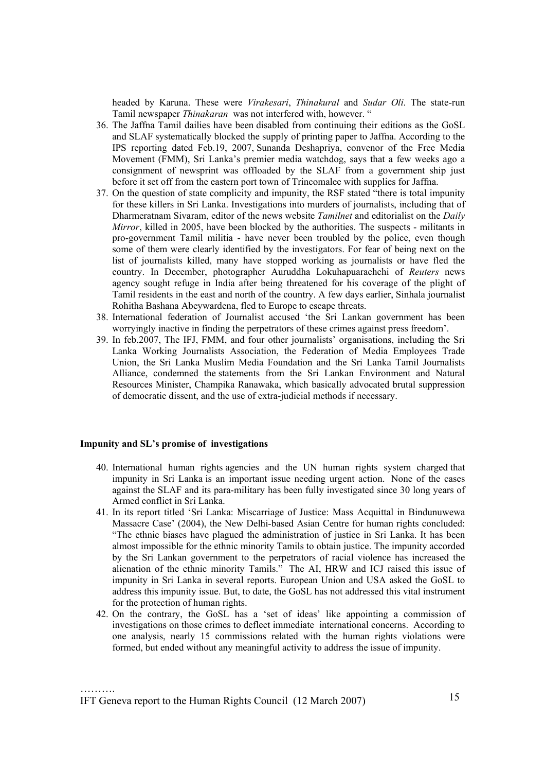headed by Karuna. These were *Virakesari*, *Thinakural* and *Sudar Oli*. The state-run Tamil newspaper *Thinakaran* was not interfered with, however. "

36. The Jaffna Tamil dailies have been disabled from continuing their editions as the GoSL and SLAF systematically blocked the supply of printing paper to Jaffna. According to the IPS reporting dated Feb.19, 2007, Sunanda Deshapriya, convenor of the Free Media Movement (FMM), Sri Lanka's premier media watchdog, says that a few weeks ago a consignment of newsprint was offloaded by the SLAF from a government ship just before it set off from the eastern port town of Trincomalee with supplies for Jaffna.
37. On the question of state complicity and impunity, the RSF stated "there is total impunity for these killers in Sri Lanka. Investigations into murders of journalists, including that of Dharmeratnam Sivaram, editor of the news website *Tamilnet* and editorialist on the *Daily Mirror*, killed in 2005, have been blocked by the authorities. The suspects - militants in pro-government Tamil militia - have never been troubled by the police, even though some of them were clearly identified by the investigators. For fear of being next on the list of journalists killed, many have stopped working as journalists or have fled the country. In December, photographer Auruddha Lokuhapuarachchi of *Reuters* news agency sought refuge in India after being threatened for his coverage of the plight of Tamil residents in the east and north of the country. A few days earlier, Sinhala journalist Rohitha Bashana Abeywardena, fled to Europe to escape threats.
38. International federation of Journalist accused 'the Sri Lankan government has been worryingly inactive in finding the perpetrators of these crimes against press freedom'.
39. In feb.2007, The IFJ, FMM, and four other journalists' organisations, including the Sri Lanka Working Journalists Association, the Federation of Media Employees Trade Union, the Sri Lanka Muslim Media Foundation and the Sri Lanka Tamil Journalists Alliance, condemned the statements from the Sri Lankan Environment and Natural Resources Minister, Champika Ranawaka, which basically advocated brutal suppression of democratic dissent, and the use of extra-judicial methods if necessary.

**Impunity and SL's promise of investigations**

40. International human rights agencies and the UN human rights system charged that impunity in Sri Lanka is an important issue needing urgent action. None of the cases against the SLAF and its para-military has been fully investigated since 30 long years of Armed conflict in Sri Lanka.
41. In its report titled 'Sri Lanka: Miscarriage of Justice: Mass Acquittal in Bindunuwewa Massacre Case' (2004), the New Delhi-based Asian Centre for human rights concluded: "The ethnic biases have plagued the administration of justice in Sri Lanka. It has been almost impossible for the ethnic minority Tamils to obtain justice. The impunity accorded by the Sri Lankan government to the perpetrators of racial violence has increased the alienation of the ethnic minority Tamils." The AI, HRW and ICJ raised this issue of impunity in Sri Lanka in several reports. European Union and USA asked the GoSL to address this impunity issue. But, to date, the GoSL has not addressed this vital instrument for the protection of human rights.
42. On the contrary, the GoSL has a 'set of ideas' like appointing a commission of investigations on those crimes to deflect immediate international concerns. According to one analysis, nearly 15 commissions related with the human rights violations were formed, but ended without any meaningful activity to address the issue of impunity.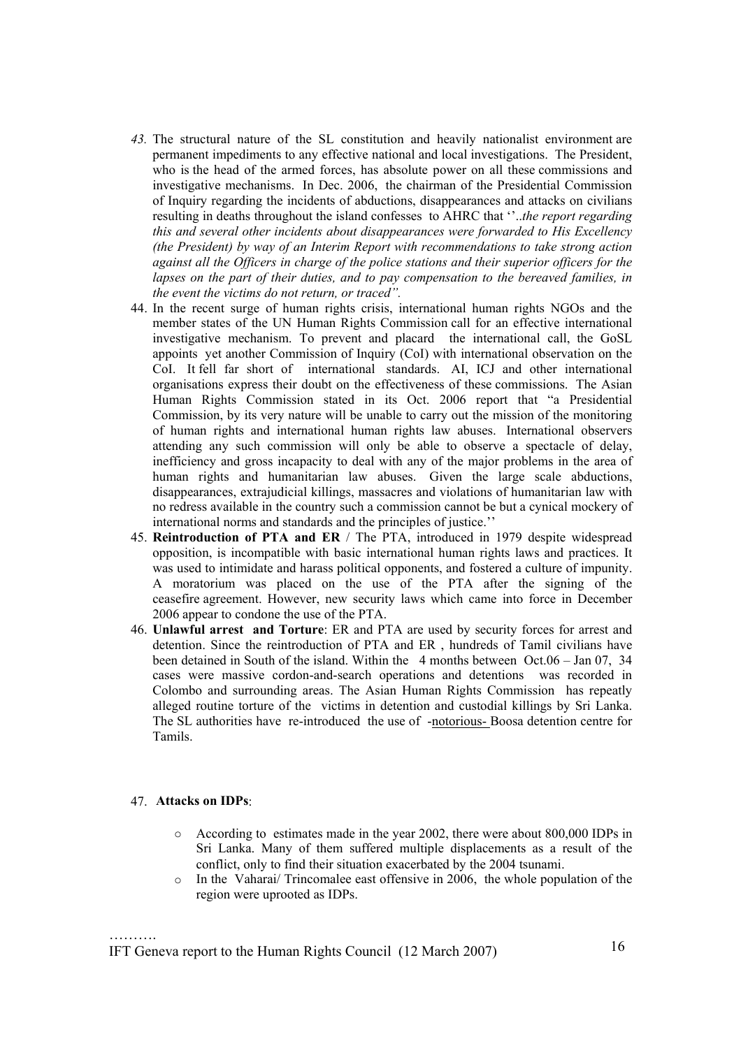43. The structural nature of the SL constitution and heavily nationalist environment are permanent impediments to any effective national and local investigations. The President, who is the head of the armed forces, has absolute power on all these commissions and investigative mechanisms. In Dec. 2006, the chairman of the Presidential Commission of Inquiry regarding the incidents of abductions, disappearances and attacks on civilians resulting in deaths throughout the island confesses to AHRC that ''..*the report regarding this and several other incidents about disappearances were forwarded to His Excellency (the President) by way of an Interim Report with recommendations to take strong action against all the Officers in charge of the police stations and their superior officers for the lapses on the part of their duties, and to pay compensation to the bereaved families, in the event the victims do not return, or traced".*
44. In the recent surge of human rights crisis, international human rights NGOs and the member states of the UN Human Rights Commission call for an effective international investigative mechanism. To prevent and placard the international call, the GoSL appoints yet another Commission of Inquiry (CoI) with international observation on the CoI. It fell far short of international standards. AI, ICJ and other international organisations express their doubt on the effectiveness of these commissions. The Asian Human Rights Commission stated in its Oct. 2006 report that "a Presidential Commission, by its very nature will be unable to carry out the mission of the monitoring of human rights and international human rights law abuses. International observers attending any such commission will only be able to observe a spectacle of delay, inefficiency and gross incapacity to deal with any of the major problems in the area of human rights and humanitarian law abuses. Given the large scale abductions, disappearances, extrajudicial killings, massacres and violations of humanitarian law with no redress available in the country such a commission cannot be but a cynical mockery of international norms and standards and the principles of justice.''
45. **Reintroduction of PTA and ER** / The PTA, introduced in 1979 despite widespread opposition, is incompatible with basic international human rights laws and practices. It was used to intimidate and harass political opponents, and fostered a culture of impunity. A moratorium was placed on the use of the PTA after the signing of the ceasefire agreement. However, new security laws which came into force in December 2006 appear to condone the use of the PTA.
46. **Unlawful arrest and Torture**: ER and PTA are used by security forces for arrest and detention. Since the reintroduction of PTA and ER , hundreds of Tamil civilians have been detained in South of the island. Within the 4 months between Oct.06 – Jan 07, 34 cases were massive cordon-and-search operations and detentions was recorded in Colombo and surrounding areas. The Asian Human Rights Commission has repeatly alleged routine torture of the victims in detention and custodial killings by Sri Lanka. The SL authorities have re-introduced the use of -notorious- Boosa detention centre for Tamils.

47. **Attacks on IDPs**:

    - According to estimates made in the year 2002, there were about 800,000 IDPs in Sri Lanka. Many of them suffered multiple displacements as a result of the conflict, only to find their situation exacerbated by the 2004 tsunami.
    - In the Vaharai/ Trincomalee east offensive in 2006, the whole population of the region were uprooted as IDPs.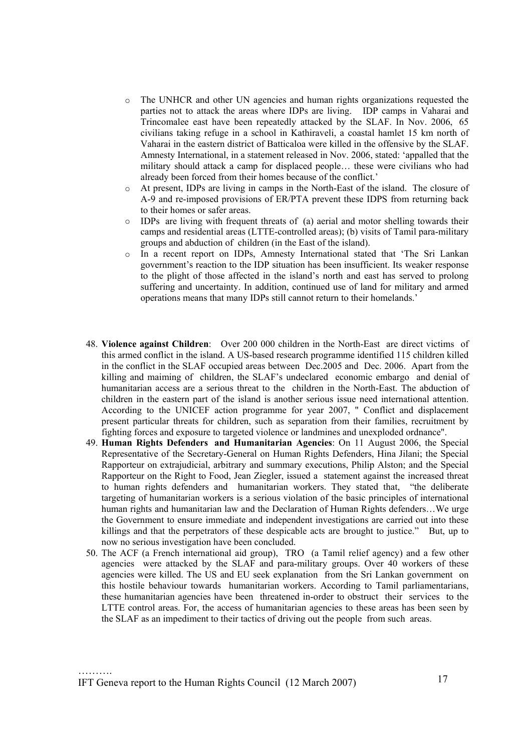- The UNHCR and other UN agencies and human rights organizations requested the parties not to attack the areas where IDPs are living. IDP camps in Vaharai and Trincomalee east have been repeatedly attacked by the SLAF. In Nov. 2006, 65 civilians taking refuge in a school in Kathiraveli, a coastal hamlet 15 km north of Vaharai in the eastern district of Batticaloa were killed in the offensive by the SLAF. Amnesty International, in a statement released in Nov. 2006, stated: 'appalled that the military should attack a camp for displaced people… these were civilians who had already been forced from their homes because of the conflict.'
- At present, IDPs are living in camps in the North-East of the island. The closure of A-9 and re-imposed provisions of ER/PTA prevent these IDPS from returning back to their homes or safer areas.
- IDPs are living with frequent threats of (a) aerial and motor shelling towards their camps and residential areas (LTTE-controlled areas); (b) visits of Tamil para-military groups and abduction of children (in the East of the island).
- In a recent report on IDPs, Amnesty International stated that 'The Sri Lankan government's reaction to the IDP situation has been insufficient. Its weaker response to the plight of those affected in the island's north and east has served to prolong suffering and uncertainty. In addition, continued use of land for military and armed operations means that many IDPs still cannot return to their homelands.'

48. **Violence against Children**: Over 200 000 children in the North-East are direct victims of this armed conflict in the island. A US-based research programme identified 115 children killed in the conflict in the SLAF occupied areas between Dec.2005 and Dec. 2006. Apart from the killing and maiming of children, the SLAF's undeclared economic embargo and denial of humanitarian access are a serious threat to the children in the North-East. The abduction of children in the eastern part of the island is another serious issue need international attention. According to the UNICEF action programme for year 2007, " Conflict and displacement present particular threats for children, such as separation from their families, recruitment by fighting forces and exposure to targeted violence or landmines and unexploded ordnance".
49. **Human Rights Defenders and Humanitarian Agencies**: On 11 August 2006, the Special Representative of the Secretary-General on Human Rights Defenders, Hina Jilani; the Special Rapporteur on extrajudicial, arbitrary and summary executions, Philip Alston; and the Special Rapporteur on the Right to Food, Jean Ziegler, issued a statement against the increased threat to human rights defenders and humanitarian workers. They stated that, "the deliberate targeting of humanitarian workers is a serious violation of the basic principles of international human rights and humanitarian law and the Declaration of Human Rights defenders…We urge the Government to ensure immediate and independent investigations are carried out into these killings and that the perpetrators of these despicable acts are brought to justice." But, up to now no serious investigation have been concluded.
50. The ACF (a French international aid group), TRO (a Tamil relief agency) and a few other agencies were attacked by the SLAF and para-military groups. Over 40 workers of these agencies were killed. The US and EU seek explanation from the Sri Lankan government on this hostile behaviour towards humanitarian workers. According to Tamil parliamentarians, these humanitarian agencies have been threatened in-order to obstruct their services to the LTTE control areas. For, the access of humanitarian agencies to these areas has been seen by the SLAF as an impediment to their tactics of driving out the people from such areas.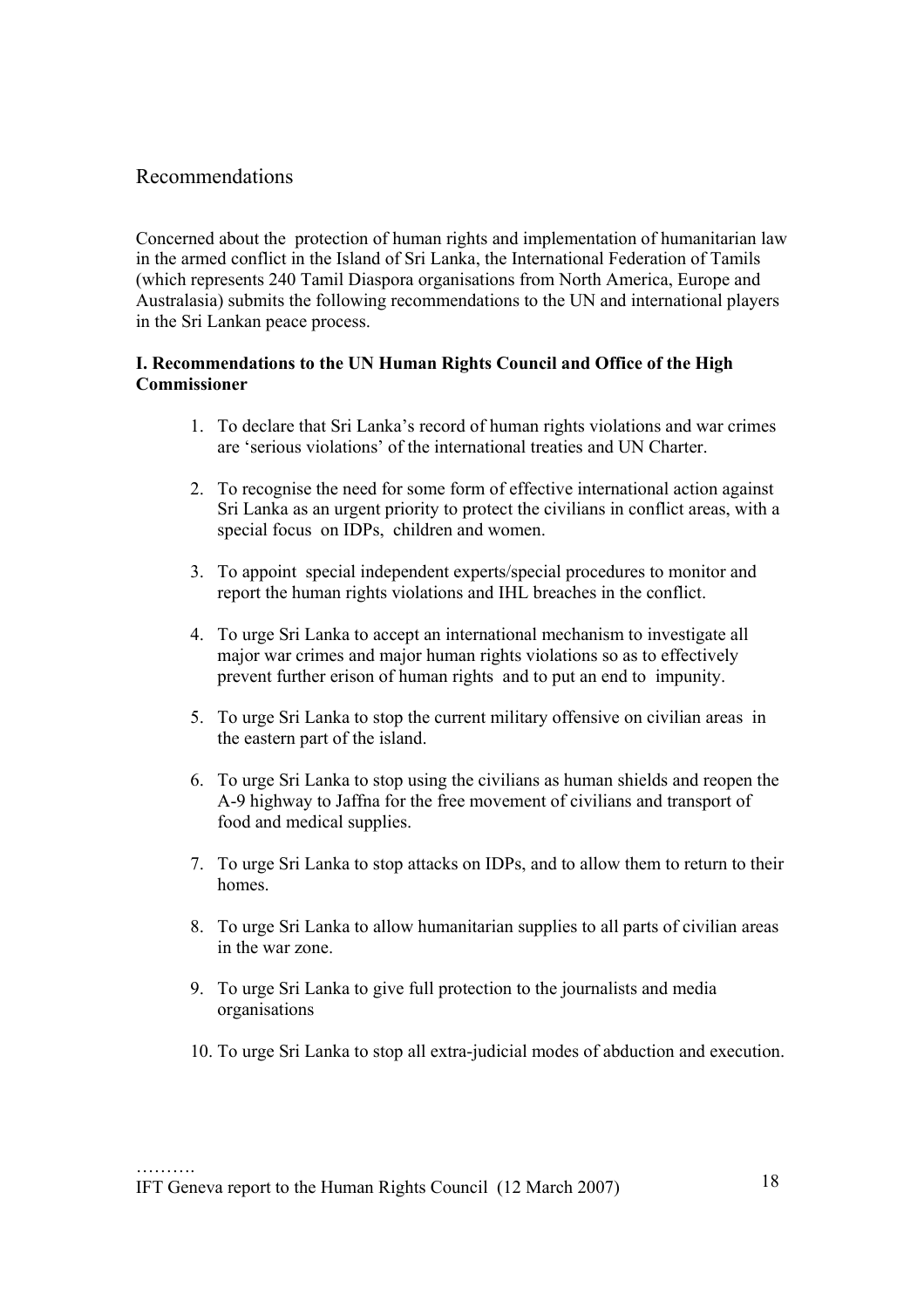## Recommendations

Concerned about the protection of human rights and implementation of humanitarian law in the armed conflict in the Island of Sri Lanka, the International Federation of Tamils (which represents 240 Tamil Diaspora organisations from North America, Europe and Australasia) submits the following recommendations to the UN and international players in the Sri Lankan peace process.

### I. Recommendations to the UN Human Rights Council and Office of the High Commissioner

1. To declare that Sri Lanka's record of human rights violations and war crimes are 'serious violations' of the international treaties and UN Charter.
2. To recognise the need for some form of effective international action against Sri Lanka as an urgent priority to protect the civilians in conflict areas, with a special focus on IDPs, children and women.
3. To appoint special independent experts/special procedures to monitor and report the human rights violations and IHL breaches in the conflict.
4. To urge Sri Lanka to accept an international mechanism to investigate all major war crimes and major human rights violations so as to effectively prevent further erison of human rights and to put an end to impunity.
5. To urge Sri Lanka to stop the current military offensive on civilian areas in the eastern part of the island.
6. To urge Sri Lanka to stop using the civilians as human shields and reopen the A-9 highway to Jaffna for the free movement of civilians and transport of food and medical supplies.
7. To urge Sri Lanka to stop attacks on IDPs, and to allow them to return to their homes.
8. To urge Sri Lanka to allow humanitarian supplies to all parts of civilian areas in the war zone.
9. To urge Sri Lanka to give full protection to the journalists and media organisations
10. To urge Sri Lanka to stop all extra-judicial modes of abduction and execution.

……….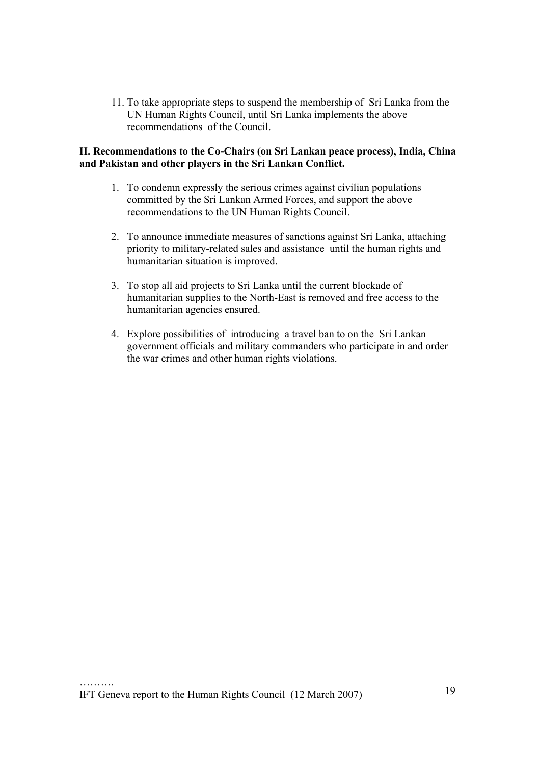11. To take appropriate steps to suspend the membership of Sri Lanka from the UN Human Rights Council, until Sri Lanka implements the above recommendations of the Council.

**II. Recommendations to the Co-Chairs (on Sri Lankan peace process), India, China and Pakistan and other players in the Sri Lankan Conflict.**

1. To condemn expressly the serious crimes against civilian populations committed by the Sri Lankan Armed Forces, and support the above recommendations to the UN Human Rights Council.

2. To announce immediate measures of sanctions against Sri Lanka, attaching priority to military-related sales and assistance until the human rights and humanitarian situation is improved.

3. To stop all aid projects to Sri Lanka until the current blockade of humanitarian supplies to the North-East is removed and free access to the humanitarian agencies ensured.

4. Explore possibilities of introducing a travel ban to on the Sri Lankan government officials and military commanders who participate in and order the war crimes and other human rights violations.